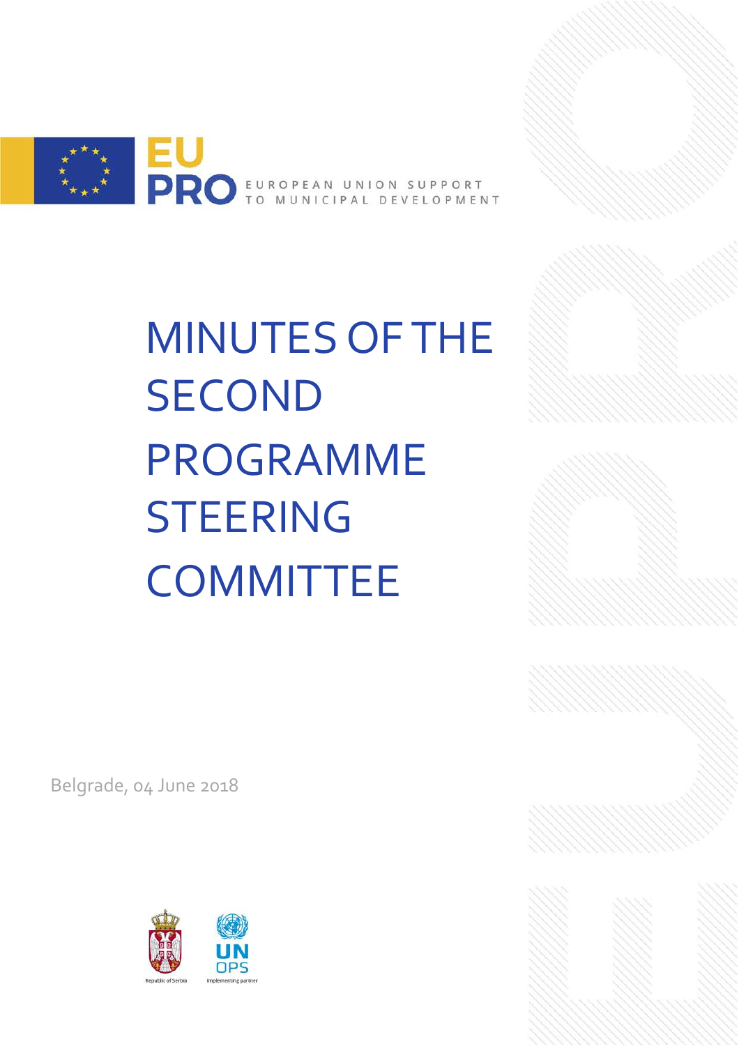EU PRO EUROPEAN UNION SUPPORT TO MUNICIPAL DEVELOPMENT

# MINUTES OF THE SECOND PROGRAMME STEERING COMMITTEE

Belgrade, 04 June 2018

Republic of Serbia

UNOPS Implementing partner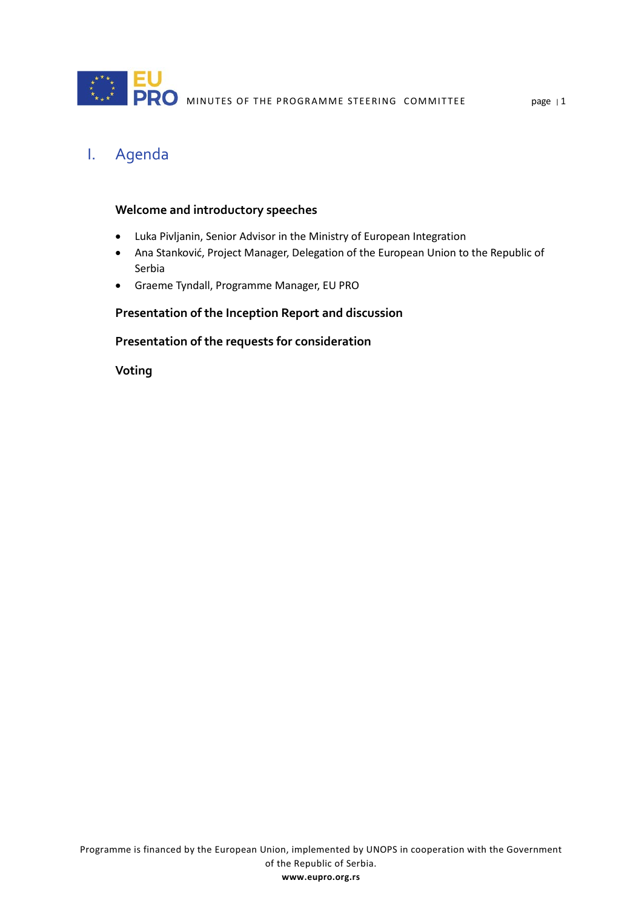# I. Agenda

### Welcome and introductory speeches

- Luka Pivljanin, Senior Advisor in the Ministry of European Integration
- Ana Stanković, Project Manager, Delegation of the European Union to the Republic of Serbia
- Graeme Tyndall, Programme Manager, EU PRO

### Presentation of the Inception Report and discussion

### Presentation of the requests for consideration

### Voting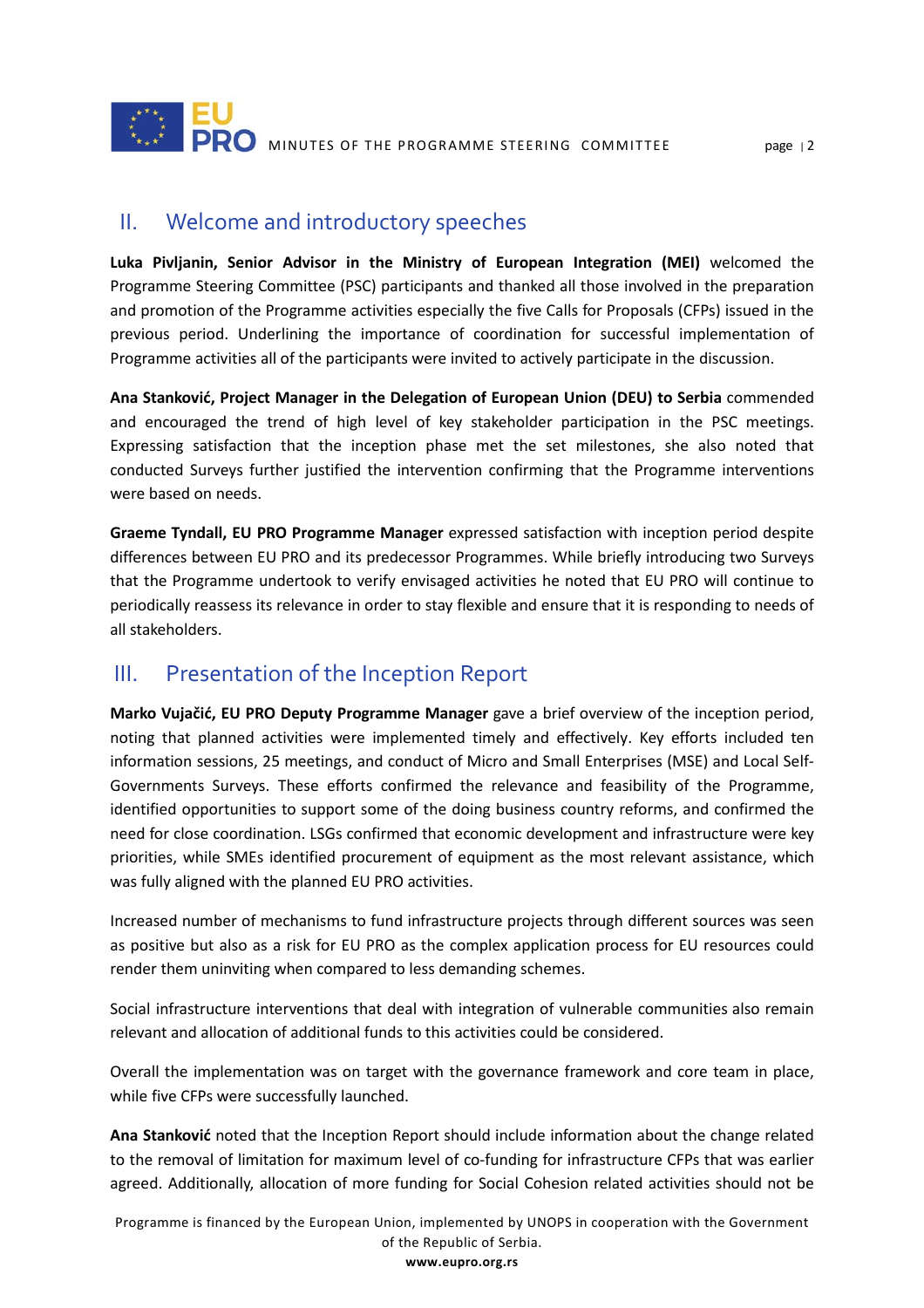## II. Welcome and introductory speeches

**Luka Pivljanin, Senior Advisor in the Ministry of European Integration (MEI)** welcomed the Programme Steering Committee (PSC) participants and thanked all those involved in the preparation and promotion of the Programme activities especially the five Calls for Proposals (CFPs) issued in the previous period. Underlining the importance of coordination for successful implementation of Programme activities all of the participants were invited to actively participate in the discussion.

**Ana Stanković, Project Manager in the Delegation of European Union (DEU) to Serbia** commended and encouraged the trend of high level of key stakeholder participation in the PSC meetings. Expressing satisfaction that the inception phase met the set milestones, she also noted that conducted Surveys further justified the intervention confirming that the Programme interventions were based on needs.

**Graeme Tyndall, EU PRO Programme Manager** expressed satisfaction with inception period despite differences between EU PRO and its predecessor Programmes. While briefly introducing two Surveys that the Programme undertook to verify envisaged activities he noted that EU PRO will continue to periodically reassess its relevance in order to stay flexible and ensure that it is responding to needs of all stakeholders.

## III. Presentation of the Inception Report

**Marko Vujačić, EU PRO Deputy Programme Manager** gave a brief overview of the inception period, noting that planned activities were implemented timely and effectively. Key efforts included ten information sessions, 25 meetings, and conduct of Micro and Small Enterprises (MSE) and Local Self-Governments Surveys. These efforts confirmed the relevance and feasibility of the Programme, identified opportunities to support some of the doing business country reforms, and confirmed the need for close coordination. LSGs confirmed that economic development and infrastructure were key priorities, while SMEs identified procurement of equipment as the most relevant assistance, which was fully aligned with the planned EU PRO activities.

Increased number of mechanisms to fund infrastructure projects through different sources was seen as positive but also as a risk for EU PRO as the complex application process for EU resources could render them uninviting when compared to less demanding schemes.

Social infrastructure interventions that deal with integration of vulnerable communities also remain relevant and allocation of additional funds to this activities could be considered.

Overall the implementation was on target with the governance framework and core team in place, while five CFPs were successfully launched.

**Ana Stanković** noted that the Inception Report should include information about the change related to the removal of limitation for maximum level of co-funding for infrastructure CFPs that was earlier agreed. Additionally, allocation of more funding for Social Cohesion related activities should not be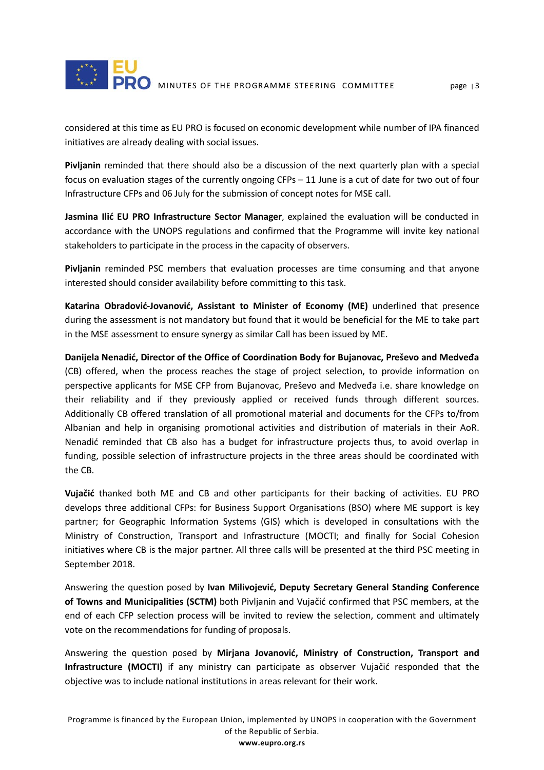considered at this time as EU PRO is focused on economic development while number of IPA financed initiatives are already dealing with social issues.

**Pivljanin** reminded that there should also be a discussion of the next quarterly plan with a special focus on evaluation stages of the currently ongoing CFPs – 11 June is a cut of date for two out of four Infrastructure CFPs and 06 July for the submission of concept notes for MSE call.

**Jasmina Ilić EU PRO Infrastructure Sector Manager**, explained the evaluation will be conducted in accordance with the UNOPS regulations and confirmed that the Programme will invite key national stakeholders to participate in the process in the capacity of observers.

**Pivljanin** reminded PSC members that evaluation processes are time consuming and that anyone interested should consider availability before committing to this task.

**Katarina Obradović-Jovanović, Assistant to Minister of Economy (ME)** underlined that presence during the assessment is not mandatory but found that it would be beneficial for the ME to take part in the MSE assessment to ensure synergy as similar Call has been issued by ME.

**Danijela Nenadić, Director of the Office of Coordination Body for Bujanovac, Preševo and Medveđa** (CB) offered, when the process reaches the stage of project selection, to provide information on perspective applicants for MSE CFP from Bujanovac, Preševo and Medveđa i.e. share knowledge on their reliability and if they previously applied or received funds through different sources. Additionally CB offered translation of all promotional material and documents for the CFPs to/from Albanian and help in organising promotional activities and distribution of materials in their AoR. Nenadić reminded that CB also has a budget for infrastructure projects thus, to avoid overlap in funding, possible selection of infrastructure projects in the three areas should be coordinated with the CB.

**Vujačić** thanked both ME and CB and other participants for their backing of activities. EU PRO develops three additional CFPs: for Business Support Organisations (BSO) where ME support is key partner; for Geographic Information Systems (GIS) which is developed in consultations with the Ministry of Construction, Transport and Infrastructure (MOCTI; and finally for Social Cohesion initiatives where CB is the major partner. All three calls will be presented at the third PSC meeting in September 2018.

Answering the question posed by **Ivan Milivojević, Deputy Secretary General Standing Conference of Towns and Municipalities (SCTM)** both Pivljanin and Vujačić confirmed that PSC members, at the end of each CFP selection process will be invited to review the selection, comment and ultimately vote on the recommendations for funding of proposals.

Answering the question posed by **Mirjana Jovanović, Ministry of Construction, Transport and Infrastructure (MOCTI)** if any ministry can participate as observer Vujačić responded that the objective was to include national institutions in areas relevant for their work.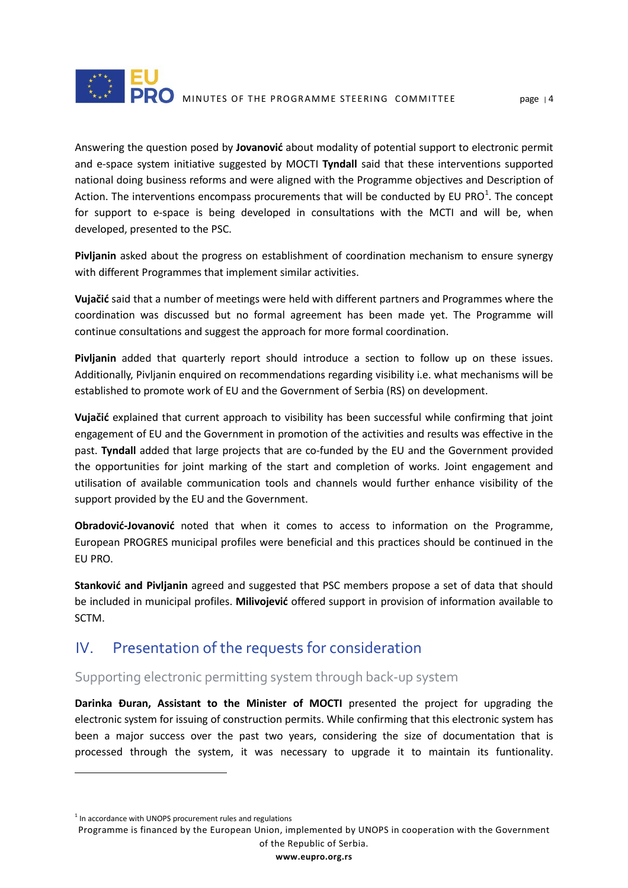Answering the question posed by **Jovanović** about modality of potential support to electronic permit and e-space system initiative suggested by MOCTI **Tyndall** said that these interventions supported national doing business reforms and were aligned with the Programme objectives and Description of Action. The interventions encompass procurements that will be conducted by EU PRO[1]. The concept for support to e-space is being developed in consultations with the MCTI and will be, when developed, presented to the PSC.

**Pivljanin** asked about the progress on establishment of coordination mechanism to ensure synergy with different Programmes that implement similar activities.

**Vujačić** said that a number of meetings were held with different partners and Programmes where the coordination was discussed but no formal agreement has been made yet. The Programme will continue consultations and suggest the approach for more formal coordination.

**Pivljanin** added that quarterly report should introduce a section to follow up on these issues. Additionally, Pivljanin enquired on recommendations regarding visibility i.e. what mechanisms will be established to promote work of EU and the Government of Serbia (RS) on development.

**Vujačić** explained that current approach to visibility has been successful while confirming that joint engagement of EU and the Government in promotion of the activities and results was effective in the past. **Tyndall** added that large projects that are co-funded by the EU and the Government provided the opportunities for joint marking of the start and completion of works. Joint engagement and utilisation of available communication tools and channels would further enhance visibility of the support provided by the EU and the Government.

**Obradović-Jovanović** noted that when it comes to access to information on the Programme, European PROGRES municipal profiles were beneficial and this practices should be continued in the EU PRO.

**Stanković and Pivljanin** agreed and suggested that PSC members propose a set of data that should be included in municipal profiles. **Milivojević** offered support in provision of information available to SCTM.

## IV. Presentation of the requests for consideration

### Supporting electronic permitting system through back-up system

**Darinka Đuran, Assistant to the Minister of MOCTI** presented the project for upgrading the electronic system for issuing of construction permits. While confirming that this electronic system has been a major success over the past two years, considering the size of documentation that is processed through the system, it was necessary to upgrade it to maintain its funtionality.

---

[1] In accordance with UNOPS procurement rules and regulations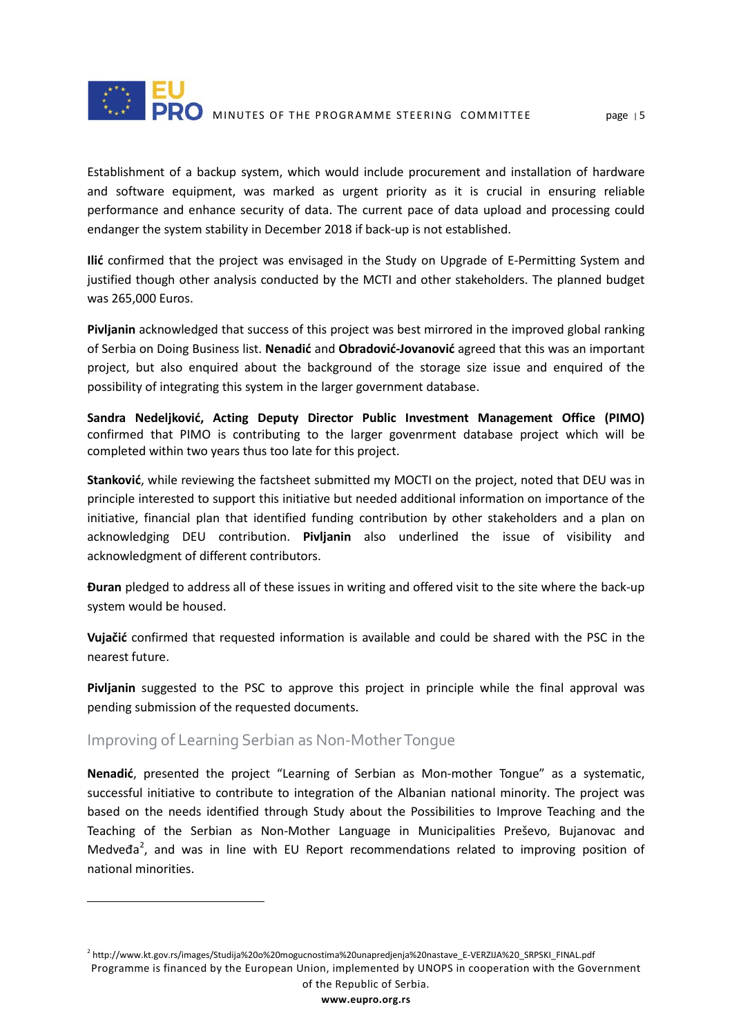Establishment of a backup system, which would include procurement and installation of hardware and software equipment, was marked as urgent priority as it is crucial in ensuring reliable performance and enhance security of data. The current pace of data upload and processing could endanger the system stability in December 2018 if back-up is not established.

**Ilić** confirmed that the project was envisaged in the Study on Upgrade of E-Permitting System and justified though other analysis conducted by the MCTI and other stakeholders. The planned budget was 265,000 Euros.

**Pivljanin** acknowledged that success of this project was best mirrored in the improved global ranking of Serbia on Doing Business list. **Nenadić** and **Obradović-Jovanović** agreed that this was an important project, but also enquired about the background of the storage size issue and enquired of the possibility of integrating this system in the larger government database.

**Sandra Nedeljković, Acting Deputy Director Public Investment Management Office (PIMO)** confirmed that PIMO is contributing to the larger govenrment database project which will be completed within two years thus too late for this project.

**Stanković**, while reviewing the factsheet submitted my MOCTI on the project, noted that DEU was in principle interested to support this initiative but needed additional information on importance of the initiative, financial plan that identified funding contribution by other stakeholders and a plan on acknowledging DEU contribution. **Pivljanin** also underlined the issue of visibility and acknowledgment of different contributors.

**Đuran** pledged to address all of these issues in writing and offered visit to the site where the back-up system would be housed.

**Vujačić** confirmed that requested information is available and could be shared with the PSC in the nearest future.

**Pivljanin** suggested to the PSC to approve this project in principle while the final approval was pending submission of the requested documents.

## Improving of Learning Serbian as Non-Mother Tongue

**Nenadić**, presented the project "Learning of Serbian as Mon-mother Tongue" as a systematic, successful initiative to contribute to integration of the Albanian national minority. The project was based on the needs identified through Study about the Possibilities to Improve Teaching and the Teaching of the Serbian as Non-Mother Language in Municipalities Preševo, Bujanovac and Medveđa[2], and was in line with EU Report recommendations related to improving position of national minorities.

[2] http://www.kt.gov.rs/images/Studija%20o%20mogucnostima%20unapredjenja%20nastave_E-VERZIJA%20_SRPSKI_FINAL.pdf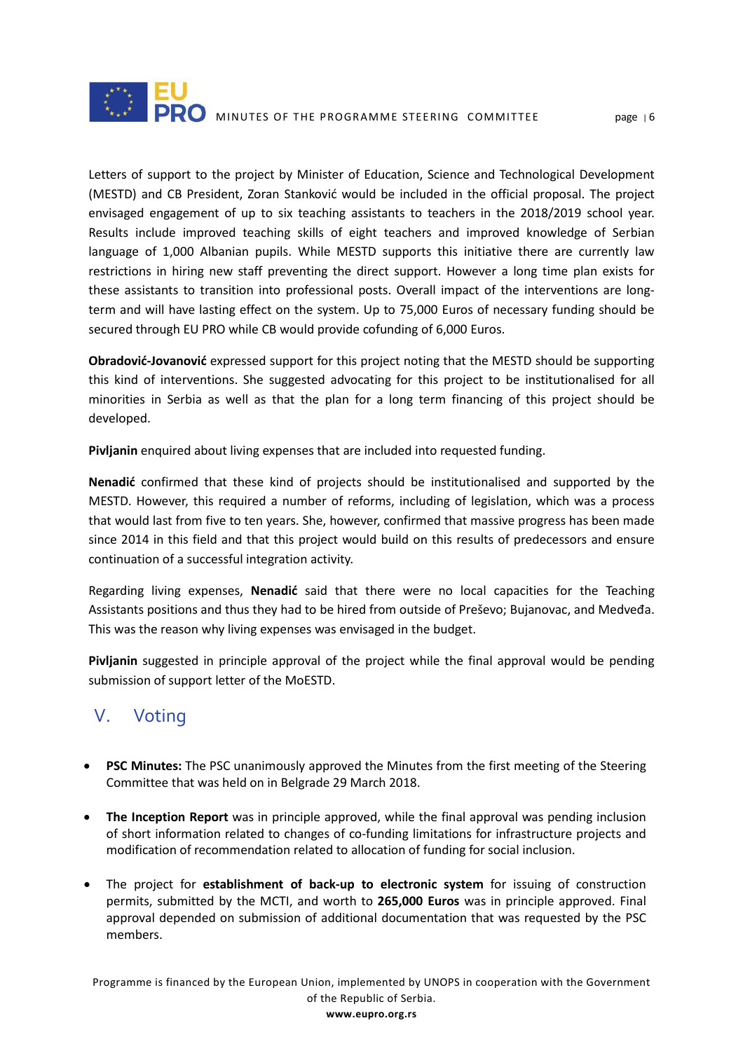Letters of support to the project by Minister of Education, Science and Technological Development (MESTD) and CB President, Zoran Stanković would be included in the official proposal. The project envisaged engagement of up to six teaching assistants to teachers in the 2018/2019 school year. Results include improved teaching skills of eight teachers and improved knowledge of Serbian language of 1,000 Albanian pupils. While MESTD supports this initiative there are currently law restrictions in hiring new staff preventing the direct support. However a long time plan exists for these assistants to transition into professional posts. Overall impact of the interventions are long-term and will have lasting effect on the system. Up to 75,000 Euros of necessary funding should be secured through EU PRO while CB would provide cofunding of 6,000 Euros.

**Obradović-Jovanović** expressed support for this project noting that the MESTD should be supporting this kind of interventions. She suggested advocating for this project to be institutionalised for all minorities in Serbia as well as that the plan for a long term financing of this project should be developed.

**Pivljanin** enquired about living expenses that are included into requested funding.

**Nenadić** confirmed that these kind of projects should be institutionalised and supported by the MESTD. However, this required a number of reforms, including of legislation, which was a process that would last from five to ten years. She, however, confirmed that massive progress has been made since 2014 in this field and that this project would build on this results of predecessors and ensure continuation of a successful integration activity.

Regarding living expenses, **Nenadić** said that there were no local capacities for the Teaching Assistants positions and thus they had to be hired from outside of Preševo; Bujanovac, and Medveđa. This was the reason why living expenses was envisaged in the budget.

**Pivljanin** suggested in principle approval of the project while the final approval would be pending submission of support letter of the MoESTD.

## V. Voting

- **PSC Minutes:** The PSC unanimously approved the Minutes from the first meeting of the Steering Committee that was held on in Belgrade 29 March 2018.
- **The Inception Report** was in principle approved, while the final approval was pending inclusion of short information related to changes of co-funding limitations for infrastructure projects and modification of recommendation related to allocation of funding for social inclusion.
- The project for **establishment of back-up to electronic system** for issuing of construction permits, submitted by the MCTI, and worth to **265,000 Euros** was in principle approved. Final approval depended on submission of additional documentation that was requested by the PSC members.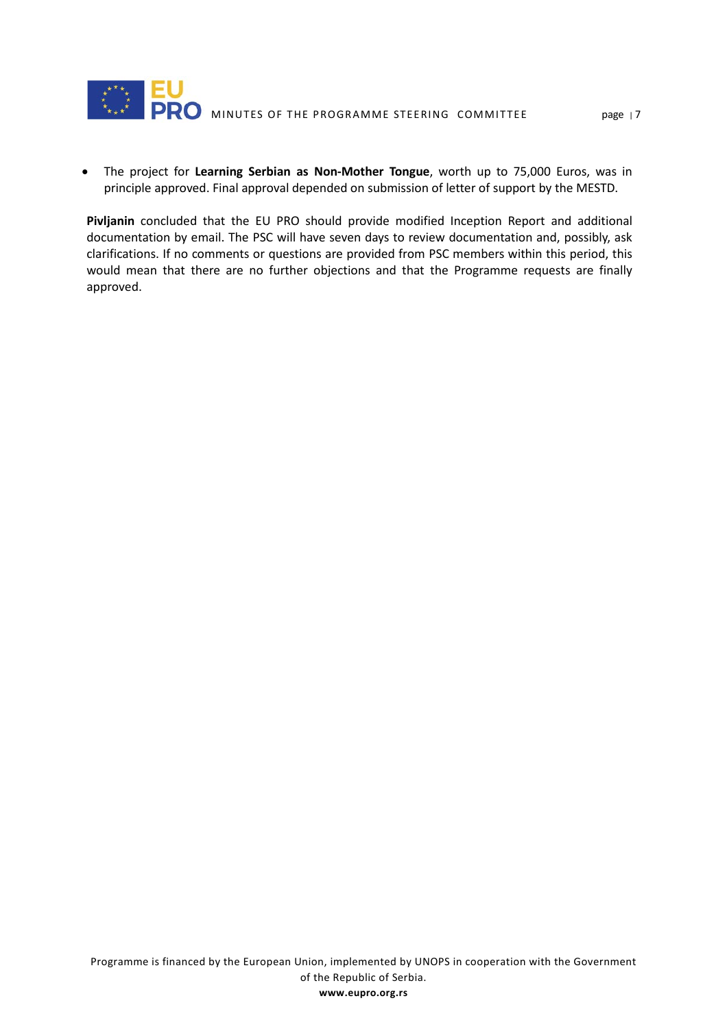- The project for **Learning Serbian as Non-Mother Tongue**, worth up to 75,000 Euros, was in principle approved. Final approval depended on submission of letter of support by the MESTD.

**Pivljanin** concluded that the EU PRO should provide modified Inception Report and additional documentation by email. The PSC will have seven days to review documentation and, possibly, ask clarifications. If no comments or questions are provided from PSC members within this period, this would mean that there are no further objections and that the Programme requests are finally approved.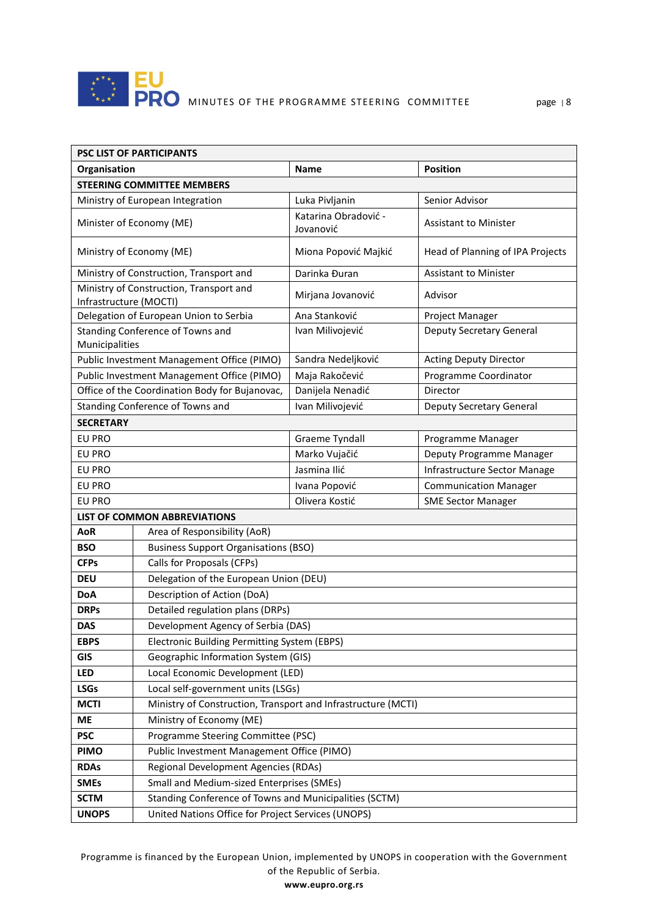| PSC LIST OF PARTICIPANTS | | |
|---|---|---|
| **Organisation** | **Name** | **Position** |
| **STEERING COMMITTEE MEMBERS** | | |
| Ministry of European Integration | Luka Pivljanin | Senior Advisor |
| Minister of Economy (ME) | Katarina Obradović - Jovanović | Assistant to Minister |
| Ministry of Economy (ME) | Miona Popović Majkić | Head of Planning of IPA Projects |
| Ministry of Construction, Transport and | Darinka Đuran | Assistant to Minister |
| Ministry of Construction, Transport and Infrastructure (MOCTI) | Mirjana Jovanović | Advisor |
| Delegation of European Union to Serbia | Ana Stanković | Project Manager |
| Standing Conference of Towns and Municipalities | Ivan Milivojević | Deputy Secretary General |
| Public Investment Management Office (PIMO) | Sandra Nedeljković | Acting Deputy Director |
| Public Investment Management Office (PIMO) | Maja Rakočević | Programme Coordinator |
| Office of the Coordination Body for Bujanovac, | Danijela Nenadić | Director |
| Standing Conference of Towns and | Ivan Milivojević | Deputy Secretary General |
| **SECRETARY** | | |
| EU PRO | Graeme Tyndall | Programme Manager |
| EU PRO | Marko Vujačić | Deputy Programme Manager |
| EU PRO | Jasmina Ilić | Infrastructure Sector Manage |
| EU PRO | Ivana Popović | Communication Manager |
| EU PRO | Olivera Kostić | SME Sector Manager |

| LIST OF COMMON ABBREVIATIONS | |
|---|---|
| **AoR** | Area of Responsibility (AoR) |
| **BSO** | Business Support Organisations (BSO) |
| **CFPs** | Calls for Proposals (CFPs) |
| **DEU** | Delegation of the European Union (DEU) |
| **DoA** | Description of Action (DoA) |
| **DRPs** | Detailed regulation plans (DRPs) |
| **DAS** | Development Agency of Serbia (DAS) |
| **EBPS** | Electronic Building Permitting System (EBPS) |
| **GIS** | Geographic Information System (GIS) |
| **LED** | Local Economic Development (LED) |
| **LSGs** | Local self-government units (LSGs) |
| **MCTI** | Ministry of Construction, Transport and Infrastructure (MCTI) |
| **ME** | Ministry of Economy (ME) |
| **PSC** | Programme Steering Committee (PSC) |
| **PIMO** | Public Investment Management Office (PIMO) |
| **RDAs** | Regional Development Agencies (RDAs) |
| **SMEs** | Small and Medium-sized Enterprises (SMEs) |
| **SCTM** | Standing Conference of Towns and Municipalities (SCTM) |
| **UNOPS** | United Nations Office for Project Services (UNOPS) |